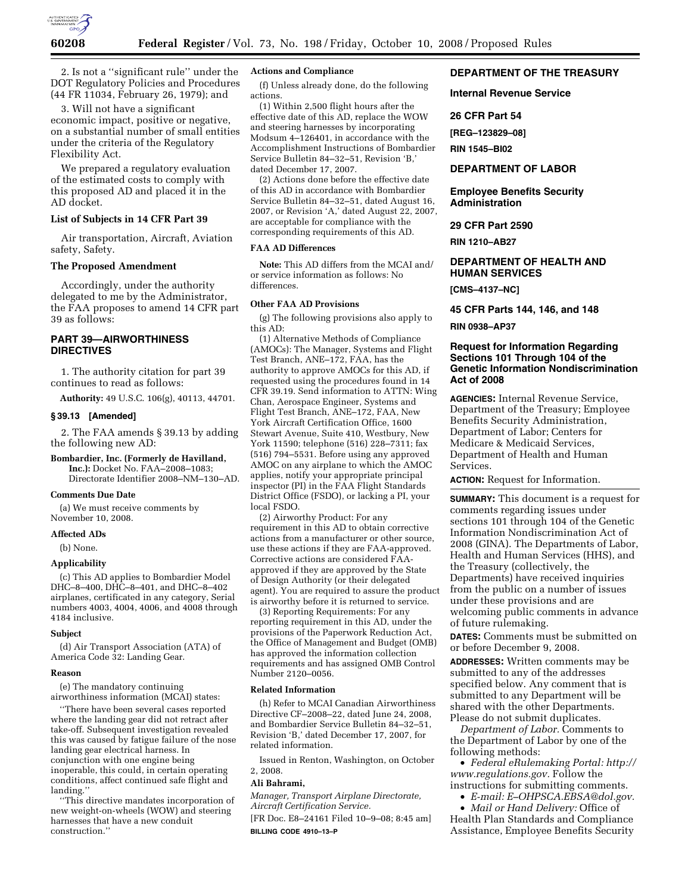2. Is not a ''significant rule'' under the DOT Regulatory Policies and Procedures (44 FR 11034, February 26, 1979); and

3. Will not have a significant economic impact, positive or negative, on a substantial number of small entities under the criteria of the Regulatory Flexibility Act.

We prepared a regulatory evaluation of the estimated costs to comply with this proposed AD and placed it in the AD docket.

### List of Subjects in 14 CFR Part 39

Air transportation, Aircraft, Aviation safety, Safety.

### The Proposed Amendment

Accordingly, under the authority delegated to me by the Administrator, the FAA proposes to amend 14 CFR part 39 as follows:

## PART 39—AIRWORTHINESS DIRECTIVES

1. The authority citation for part 39 continues to read as follows:

**Authority:** 49 U.S.C. 106(g), 40113, 44701.

### § 39.13 [Amended]

2. The FAA amends § 39.13 by adding the following new AD:

**Bombardier, Inc. (Formerly de Havilland, Inc.):** Docket No. FAA–2008–1083; Directorate Identifier 2008–NM–130–AD.

#### Comments Due Date

(a) We must receive comments by November 10, 2008.

#### Affected ADs

(b) None.

#### Applicability

(c) This AD applies to Bombardier Model DHC–8–400, DHC–8–401, and DHC–8–402 airplanes, certificated in any category, Serial numbers 4003, 4004, 4006, and 4008 through 4184 inclusive.

#### Subject

(d) Air Transport Association (ATA) of America Code 32: Landing Gear.

#### Reason

(e) The mandatory continuing airworthiness information (MCAI) states:

''There have been several cases reported where the landing gear did not retract after take-off. Subsequent investigation revealed this was caused by fatigue failure of the nose landing gear electrical harness. In conjunction with one engine being inoperable, this could, in certain operating conditions, affect continued safe flight and landing.''

''This directive mandates incorporation of new weight-on-wheels (WOW) and steering harnesses that have a new conduit construction.''

#### Actions and Compliance

(f) Unless already done, do the following actions.

(1) Within 2,500 flight hours after the effective date of this AD, replace the WOW and steering harnesses by incorporating Modsum 4–126401, in accordance with the Accomplishment Instructions of Bombardier Service Bulletin 84–32–51, Revision 'B,' dated December 17, 2007.

(2) Actions done before the effective date of this AD in accordance with Bombardier Service Bulletin 84–32–51, dated August 16, 2007, or Revision 'A,' dated August 22, 2007, are acceptable for compliance with the corresponding requirements of this AD.

#### FAA AD Differences

**Note:** This AD differs from the MCAI and/or service information as follows: No differences.

#### Other FAA AD Provisions

(g) The following provisions also apply to this AD:

(1) Alternative Methods of Compliance (AMOCs): The Manager, Systems and Flight Test Branch, ANE–172, FAA, has the authority to approve AMOCs for this AD, if requested using the procedures found in 14 CFR 39.19. Send information to ATTN: Wing Chan, Aerospace Engineer, Systems and Flight Test Branch, ANE–172, FAA, New York Aircraft Certification Office, 1600 Stewart Avenue, Suite 410, Westbury, New York 11590; telephone (516) 228–7311; fax (516) 794–5531. Before using any approved AMOC on any airplane to which the AMOC applies, notify your appropriate principal inspector (PI) in the FAA Flight Standards District Office (FSDO), or lacking a PI, your local FSDO.

(2) Airworthy Product: For any requirement in this AD to obtain corrective actions from a manufacturer or other source, use these actions if they are FAA-approved. Corrective actions are considered FAA-approved if they are approved by the State of Design Authority (or their delegated agent). You are required to assure the product is airworthy before it is returned to service.

(3) Reporting Requirements: For any reporting requirement in this AD, under the provisions of the Paperwork Reduction Act, the Office of Management and Budget (OMB) has approved the information collection requirements and has assigned OMB Control Number 2120–0056.

#### Related Information

(h) Refer to MCAI Canadian Airworthiness Directive CF–2008–22, dated June 24, 2008, and Bombardier Service Bulletin 84–32–51, Revision 'B,' dated December 17, 2007, for related information.

Issued in Renton, Washington, on October 2, 2008.

**Ali Bahrami,**

*Manager, Transport Airplane Directorate, Aircraft Certification Service.*

[FR Doc. E8–24161 Filed 10–9–08; 8:45 am]

**BILLING CODE 4910–13–P**

## DEPARTMENT OF THE TREASURY

### Internal Revenue Service

### 26 CFR Part 54

**[REG–123829–08]**

**RIN 1545–BI02**

## DEPARTMENT OF LABOR

### Employee Benefits Security Administration

### 29 CFR Part 2590

**RIN 1210–AB27**

## DEPARTMENT OF HEALTH AND HUMAN SERVICES

**[CMS–4137–NC]**

### 45 CFR Parts 144, 146, and 148

**RIN 0938–AP37**

### Request for Information Regarding Sections 101 Through 104 of the Genetic Information Nondiscrimination Act of 2008

**AGENCIES:** Internal Revenue Service, Department of the Treasury; Employee Benefits Security Administration, Department of Labor; Centers for Medicare & Medicaid Services, Department of Health and Human Services.

**ACTION:** Request for Information.

**SUMMARY:** This document is a request for comments regarding issues under sections 101 through 104 of the Genetic Information Nondiscrimination Act of 2008 (GINA). The Departments of Labor, Health and Human Services (HHS), and the Treasury (collectively, the Departments) have received inquiries from the public on a number of issues under these provisions and are welcoming public comments in advance of future rulemaking.

**DATES:** Comments must be submitted on or before December 9, 2008.

**ADDRESSES:** Written comments may be submitted to any of the addresses specified below. Any comment that is submitted to any Department will be shared with the other Departments. Please do not submit duplicates.

*Department of Labor.* Comments to the Department of Labor by one of the following methods:

- *Federal eRulemaking Portal: http://www.regulations.gov.* Follow the instructions for submitting comments.
- *E-mail: E–OHPSCA.EBSA@dol.gov.*
- *Mail or Hand Delivery:* Office of Health Plan Standards and Compliance Assistance, Employee Benefits Security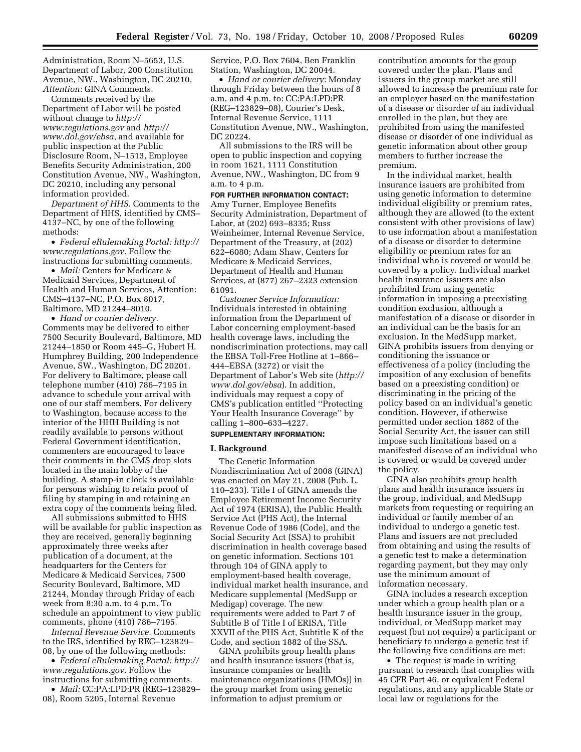Administration, Room N–5653, U.S. Department of Labor, 200 Constitution Avenue, NW., Washington, DC 20210, *Attention:* GINA Comments.

Comments received by the Department of Labor will be posted without change to *http://www.regulations.gov* and *http://www.dol.gov/ebsa*, and available for public inspection at the Public Disclosure Room, N–1513, Employee Benefits Security Administration, 200 Constitution Avenue, NW., Washington, DC 20210, including any personal information provided.

*Department of HHS.* Comments to the Department of HHS, identified by CMS–4137–NC, by one of the following methods:

• *Federal eRulemaking Portal: http://www.regulations.gov.* Follow the instructions for submitting comments.

• *Mail:* Centers for Medicare & Medicaid Services, Department of Health and Human Services, Attention: CMS–4137–NC, P.O. Box 8017, Baltimore, MD 21244–8010.

• *Hand or courier delivery.* Comments may be delivered to either 7500 Security Boulevard, Baltimore, MD 21244–1850 or Room 445–G, Hubert H. Humphrey Building, 200 Independence Avenue, SW., Washington, DC 20201. For delivery to Baltimore, please call telephone number (410) 786–7195 in advance to schedule your arrival with one of our staff members. For delivery to Washington, because access to the interior of the HHH Building is not readily available to persons without Federal Government identification, commenters are encouraged to leave their comments in the CMS drop slots located in the main lobby of the building. A stamp-in clock is available for persons wishing to retain proof of filing by stamping in and retaining an extra copy of the comments being filed.

All submissions submitted to HHS will be available for public inspection as they are received, generally beginning approximately three weeks after publication of a document, at the headquarters for the Centers for Medicare & Medicaid Services, 7500 Security Boulevard, Baltimore, MD 21244, Monday through Friday of each week from 8:30 a.m. to 4 p.m. To schedule an appointment to view public comments, phone (410) 786–7195.

*Internal Revenue Service.* Comments to the IRS, identified by REG–123829–08, by one of the following methods:

• *Federal eRulemaking Portal: http://www.regulations.gov.* Follow the instructions for submitting comments.

• *Mail:* CC:PA:LPD:PR (REG–123829–08), Room 5205, Internal Revenue Service, P.O. Box 7604, Ben Franklin Station, Washington, DC 20044.

• *Hand or courier delivery:* Monday through Friday between the hours of 8 a.m. and 4 p.m. to: CC:PA:LPD:PR (REG–123829–08), Courier's Desk, Internal Revenue Service, 1111 Constitution Avenue, NW., Washington, DC 20224.

All submissions to the IRS will be open to public inspection and copying in room 1621, 1111 Constitution Avenue, NW., Washington, DC from 9 a.m. to 4 p.m.

**FOR FURTHER INFORMATION CONTACT:** Amy Turner, Employee Benefits Security Administration, Department of Labor, at (202) 693–8335; Russ Weinheimer, Internal Revenue Service, Department of the Treasury, at (202) 622–6080; Adam Shaw, Centers for Medicare & Medicaid Services, Department of Health and Human Services, at (877) 267–2323 extension 61091.

*Customer Service Information:* Individuals interested in obtaining information from the Department of Labor concerning employment-based health coverage laws, including the nondiscrimination protections, may call the EBSA Toll-Free Hotline at 1–866–444–EBSA (3272) or visit the Department of Labor's Web site (*http://www.dol.gov/ebsa*). In addition, individuals may request a copy of CMS's publication entitled ''Protecting Your Health Insurance Coverage'' by calling 1–800–633–4227.

**SUPPLEMENTARY INFORMATION:**

## I. Background

The Genetic Information Nondiscrimination Act of 2008 (GINA) was enacted on May 21, 2008 (Pub. L. 110–233). Title I of GINA amends the Employee Retirement Income Security Act of 1974 (ERISA), the Public Health Service Act (PHS Act), the Internal Revenue Code of 1986 (Code), and the Social Security Act (SSA) to prohibit discrimination in health coverage based on genetic information. Sections 101 through 104 of GINA apply to employment-based health coverage, individual market health insurance, and Medicare supplemental (MedSupp or Medigap) coverage. The new requirements were added to Part 7 of Subtitle B of Title I of ERISA, Title XXVII of the PHS Act, Subtitle K of the Code, and section 1882 of the SSA.

GINA prohibits group health plans and health insurance issuers (that is, insurance companies or health maintenance organizations (HMOs)) in the group market from using genetic information to adjust premium or contribution amounts for the group covered under the plan. Plans and issuers in the group market are still allowed to increase the premium rate for an employer based on the manifestation of a disease or disorder of an individual enrolled in the plan, but they are prohibited from using the manifested disease or disorder of one individual as genetic information about other group members to further increase the premium.

In the individual market, health insurance issuers are prohibited from using genetic information to determine individual eligibility or premium rates, although they are allowed (to the extent consistent with other provisions of law) to use information about a manifestation of a disease or disorder to determine eligibility or premium rates for an individual who is covered or would be covered by a policy. Individual market health insurance issuers are also prohibited from using genetic information in imposing a preexisting condition exclusion, although a manifestation of a disease or disorder in an individual can be the basis for an exclusion. In the MedSupp market, GINA prohibits issuers from denying or conditioning the issuance or effectiveness of a policy (including the imposition of any exclusion of benefits based on a preexisting condition) or discriminating in the pricing of the policy based on an individual's genetic condition. However, if otherwise permitted under section 1882 of the Social Security Act, the issuer can still impose such limitations based on a manifested disease of an individual who is covered or would be covered under the policy.

GINA also prohibits group health plans and health insurance issuers in the group, individual, and MedSupp markets from requesting or requiring an individual or family member of an individual to undergo a genetic test. Plans and issuers are not precluded from obtaining and using the results of a genetic test to make a determination regarding payment, but they may only use the minimum amount of information necessary.

GINA includes a research exception under which a group health plan or a health insurance issuer in the group, individual, or MedSupp market may request (but not require) a participant or beneficiary to undergo a genetic test if the following five conditions are met:

• The request is made in writing pursuant to research that complies with 45 CFR Part 46, or equivalent Federal regulations, and any applicable State or local law or regulations for the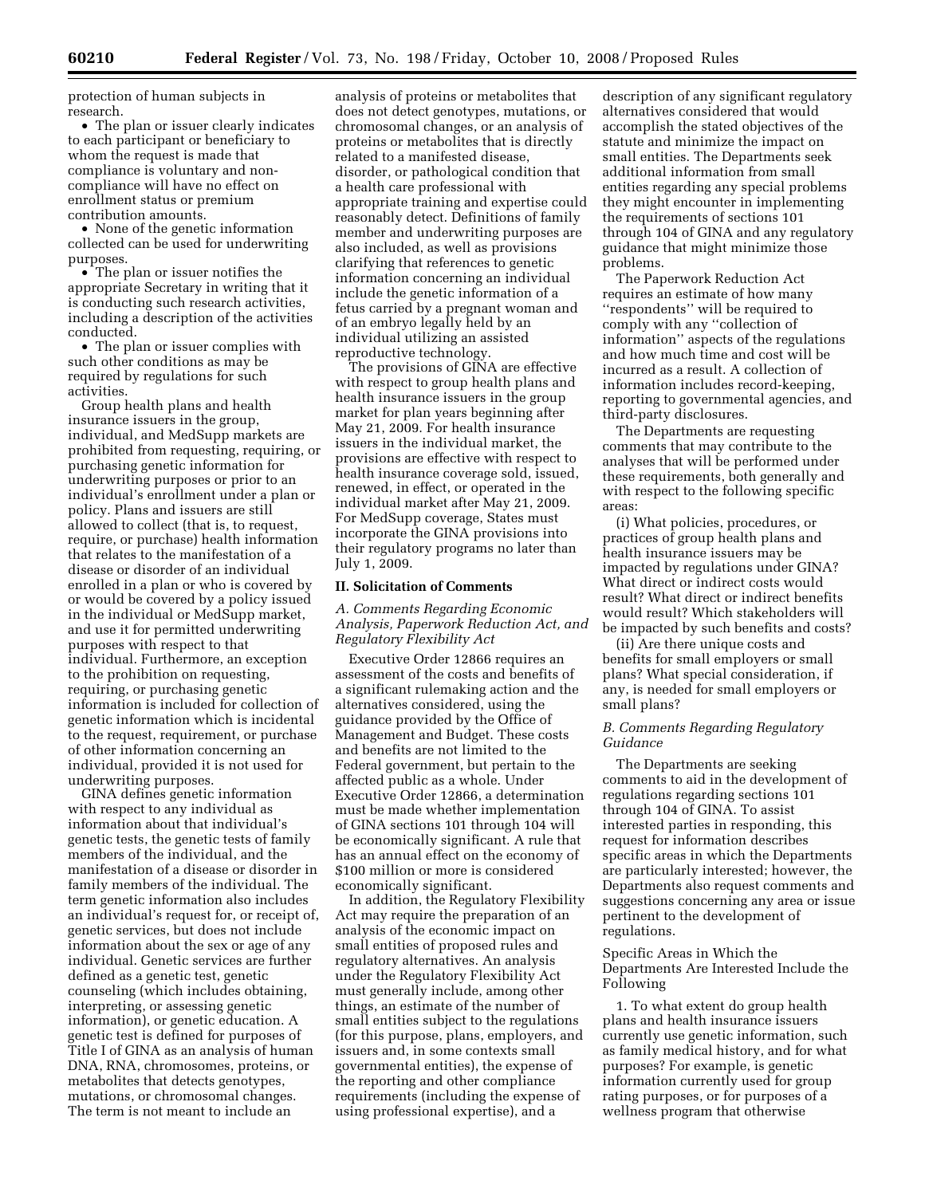protection of human subjects in research.

- The plan or issuer clearly indicates to each participant or beneficiary to whom the request is made that compliance is voluntary and non-compliance will have no effect on enrollment status or premium contribution amounts.
- None of the genetic information collected can be used for underwriting purposes.
- The plan or issuer notifies the appropriate Secretary in writing that it is conducting such research activities, including a description of the activities conducted.
- The plan or issuer complies with such other conditions as may be required by regulations for such activities.

Group health plans and health insurance issuers in the group, individual, and MedSupp markets are prohibited from requesting, requiring, or purchasing genetic information for underwriting purposes or prior to an individual's enrollment under a plan or policy. Plans and issuers are still allowed to collect (that is, to request, require, or purchase) health information that relates to the manifestation of a disease or disorder of an individual enrolled in a plan or who is covered by or would be covered by a policy issued in the individual or MedSupp market, and use it for permitted underwriting purposes with respect to that individual. Furthermore, an exception to the prohibition on requesting, requiring, or purchasing genetic information is included for collection of genetic information which is incidental to the request, requirement, or purchase of other information concerning an individual, provided it is not used for underwriting purposes.

GINA defines genetic information with respect to any individual as information about that individual's genetic tests, the genetic tests of family members of the individual, and the manifestation of a disease or disorder in family members of the individual. The term genetic information also includes an individual's request for, or receipt of, genetic services, but does not include information about the sex or age of any individual. Genetic services are further defined as a genetic test, genetic counseling (which includes obtaining, interpreting, or assessing genetic information), or genetic education. A genetic test is defined for purposes of Title I of GINA as an analysis of human DNA, RNA, chromosomes, proteins, or metabolites that detects genotypes, mutations, or chromosomal changes. The term is not meant to include an analysis of proteins or metabolites that does not detect genotypes, mutations, or chromosomal changes, or an analysis of proteins or metabolites that is directly related to a manifested disease, disorder, or pathological condition that a health care professional with appropriate training and expertise could reasonably detect. Definitions of family member and underwriting purposes are also included, as well as provisions clarifying that references to genetic information concerning an individual include the genetic information of a fetus carried by a pregnant woman and of an embryo legally held by an individual utilizing an assisted reproductive technology.

The provisions of GINA are effective with respect to group health plans and health insurance issuers in the group market for plan years beginning after May 21, 2009. For health insurance issuers in the individual market, the provisions are effective with respect to health insurance coverage sold, issued, renewed, in effect, or operated in the individual market after May 21, 2009. For MedSupp coverage, States must incorporate the GINA provisions into their regulatory programs no later than July 1, 2009.

## II. Solicitation of Comments

### *A. Comments Regarding Economic Analysis, Paperwork Reduction Act, and Regulatory Flexibility Act*

Executive Order 12866 requires an assessment of the costs and benefits of a significant rulemaking action and the alternatives considered, using the guidance provided by the Office of Management and Budget. These costs and benefits are not limited to the Federal government, but pertain to the affected public as a whole. Under Executive Order 12866, a determination must be made whether implementation of GINA sections 101 through 104 will be economically significant. A rule that has an annual effect on the economy of $100 million or more is considered economically significant.

In addition, the Regulatory Flexibility Act may require the preparation of an analysis of the economic impact on small entities of proposed rules and regulatory alternatives. An analysis under the Regulatory Flexibility Act must generally include, among other things, an estimate of the number of small entities subject to the regulations (for this purpose, plans, employers, and issuers and, in some contexts small governmental entities), the expense of the reporting and other compliance requirements (including the expense of using professional expertise), and a description of any significant regulatory alternatives considered that would accomplish the stated objectives of the statute and minimize the impact on small entities. The Departments seek additional information from small entities regarding any special problems they might encounter in implementing the requirements of sections 101 through 104 of GINA and any regulatory guidance that might minimize those problems.

The Paperwork Reduction Act requires an estimate of how many "respondents" will be required to comply with any "collection of information" aspects of the regulations and how much time and cost will be incurred as a result. A collection of information includes record-keeping, reporting to governmental agencies, and third-party disclosures.

The Departments are requesting comments that may contribute to the analyses that will be performed under these requirements, both generally and with respect to the following specific areas:

(i) What policies, procedures, or practices of group health plans and health insurance issuers may be impacted by regulations under GINA? What direct or indirect costs would result? What direct or indirect benefits would result? Which stakeholders will be impacted by such benefits and costs?

(ii) Are there unique costs and benefits for small employers or small plans? What special consideration, if any, is needed for small employers or small plans?

### *B. Comments Regarding Regulatory Guidance*

The Departments are seeking comments to aid in the development of regulations regarding sections 101 through 104 of GINA. To assist interested parties in responding, this request for information describes specific areas in which the Departments are particularly interested; however, the Departments also request comments and suggestions concerning any area or issue pertinent to the development of regulations.

Specific Areas in Which the Departments Are Interested Include the Following

1. To what extent do group health plans and health insurance issuers currently use genetic information, such as family medical history, and for what purposes? For example, is genetic information currently used for group rating purposes, or for purposes of a wellness program that otherwise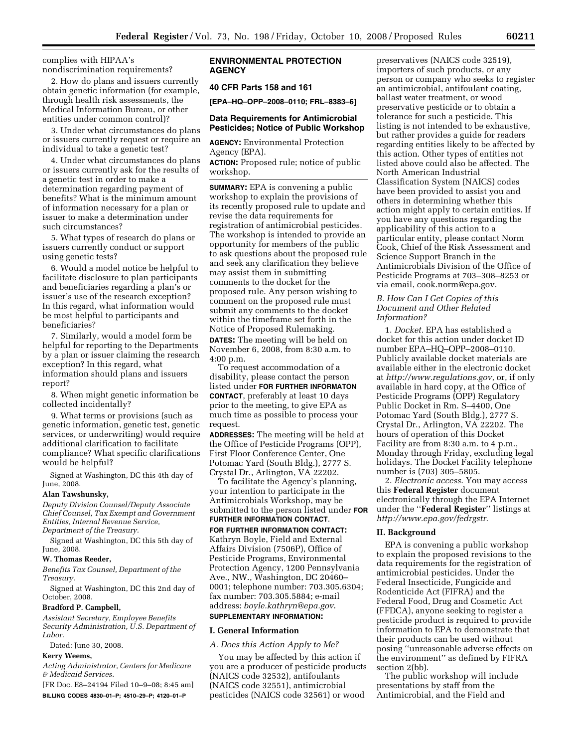complies with HIPAA's nondiscrimination requirements?

2. How do plans and issuers currently obtain genetic information (for example, through health risk assessments, the Medical Information Bureau, or other entities under common control)?

3. Under what circumstances do plans or issuers currently request or require an individual to take a genetic test?

4. Under what circumstances do plans or issuers currently ask for the results of a genetic test in order to make a determination regarding payment of benefits? What is the minimum amount of information necessary for a plan or issuer to make a determination under such circumstances?

5. What types of research do plans or issuers currently conduct or support using genetic tests?

6. Would a model notice be helpful to facilitate disclosure to plan participants and beneficiaries regarding a plan's or issuer's use of the research exception? In this regard, what information would be most helpful to participants and beneficiaries?

7. Similarly, would a model form be helpful for reporting to the Departments by a plan or issuer claiming the research exception? In this regard, what information should plans and issuers report?

8. When might genetic information be collected incidentally?

9. What terms or provisions (such as genetic information, genetic test, genetic services, or underwriting) would require additional clarification to facilitate compliance? What specific clarifications would be helpful?

Signed at Washington, DC this 4th day of June, 2008.

**Alan Tawshunsky,**

*Deputy Division Counsel/Deputy Associate Chief Counsel, Tax Exempt and Government Entities, Internal Revenue Service, Department of the Treasury.*

Signed at Washington, DC this 5th day of June, 2008.

**W. Thomas Reeder,**

*Benefits Tax Counsel, Department of the Treasury.*

Signed at Washington, DC this 2nd day of October, 2008.

**Bradford P. Campbell,**

*Assistant Secretary, Employee Benefits Security Administration, U.S. Department of Labor.*

Dated: June 30, 2008.

**Kerry Weems,**

*Acting Administrator, Centers for Medicare & Medicaid Services.*

[FR Doc. E8–24194 Filed 10–9–08; 8:45 am]

**BILLING CODES 4830–01–P; 4510–29–P; 4120–01–P**

## ENVIRONMENTAL PROTECTION AGENCY

### 40 CFR Parts 158 and 161

**[EPA–HQ–OPP–2008–0110; FRL–8383–6]**

### Data Requirements for Antimicrobial Pesticides; Notice of Public Workshop

**AGENCY:** Environmental Protection Agency (EPA).

**ACTION:** Proposed rule; notice of public workshop.

**SUMMARY:** EPA is convening a public workshop to explain the provisions of its recently proposed rule to update and revise the data requirements for registration of antimicrobial pesticides. The workshop is intended to provide an opportunity for members of the public to ask questions about the proposed rule and seek any clarification they believe may assist them in submitting comments to the docket for the proposed rule. Any person wishing to comment on the proposed rule must submit any comments to the docket within the timeframe set forth in the Notice of Proposed Rulemaking.

**DATES:** The meeting will be held on November 6, 2008, from 8:30 a.m. to 4:00 p.m.

To request accommodation of a disability, please contact the person listed under **FOR FURTHER INFORMATON CONTACT**, preferably at least 10 days prior to the meeting, to give EPA as much time as possible to process your request.

**ADDRESSES:** The meeting will be held at the Office of Pesticide Programs (OPP), First Floor Conference Center, One Potomac Yard (South Bldg.), 2777 S. Crystal Dr., Arlington, VA 22202.

To facilitate the Agency's planning, your intention to participate in the Antimicrobials Workshop, may be submitted to the person listed under **FOR FURTHER INFORMATION CONTACT**.

**FOR FURTHER INFORMATION CONTACT:** Kathryn Boyle, Field and External Affairs Division (7506P), Office of Pesticide Programs, Environmental Protection Agency, 1200 Pennsylvania Ave., NW., Washington, DC 20460–0001; telephone number: 703.305.6304; fax number: 703.305.5884; e-mail address: *boyle.kathryn@epa.gov*.

**SUPPLEMENTARY INFORMATION:**

### I. General Information

#### *A. Does this Action Apply to Me?*

You may be affected by this action if you are a producer of pesticide products (NAICS code 32532), antifoulants (NAICS code 32551), antimicrobial pesticides (NAICS code 32561) or wood preservatives (NAICS code 32519), importers of such products, or any person or company who seeks to register an antimicrobial, antifoulant coating, ballast water treatment, or wood preservative pesticide or to obtain a tolerance for such a pesticide. This listing is not intended to be exhaustive, but rather provides a guide for readers regarding entities likely to be affected by this action. Other types of entities not listed above could also be affected. The North American Industrial Classification System (NAICS) codes have been provided to assist you and others in determining whether this action might apply to certain entities. If you have any questions regarding the applicability of this action to a particular entity, please contact Norm Cook, Chief of the Risk Assessment and Science Support Branch in the Antimicrobials Division of the Office of Pesticide Programs at 703–308–8253 or via email, cook.norm@epa.gov.

#### *B. How Can I Get Copies of this Document and Other Related Information?*

1. *Docket.* EPA has established a docket for this action under docket ID number EPA–HQ–OPP–2008–0110. Publicly available docket materials are available either in the electronic docket at *http://www.regulations.gov*, or, if only available in hard copy, at the Office of Pesticide Programs (OPP) Regulatory Public Docket in Rm. S–4400, One Potomac Yard (South Bldg.), 2777 S. Crystal Dr., Arlington, VA 22202. The hours of operation of this Docket Facility are from 8:30 a.m. to 4 p.m., Monday through Friday, excluding legal holidays. The Docket Facility telephone number is (703) 305–5805.

2. *Electronic access.* You may access this **Federal Register** document electronically through the EPA Internet under the ''**Federal Register**'' listings at *http://www.epa.gov/fedrgstr*.

### II. Background

EPA is convening a public workshop to explain the proposed revisions to the data requirements for the registration of antimicrobial pesticides. Under the Federal Insecticide, Fungicide and Rodenticide Act (FIFRA) and the Federal Food, Drug and Cosmetic Act (FFDCA), anyone seeking to register a pesticide product is required to provide information to EPA to demonstrate that their products can be used without posing ''unreasonable adverse effects on the environment'' as defined by FIFRA section 2(bb).

The public workshop will include presentations by staff from the Antimicrobial, and the Field and